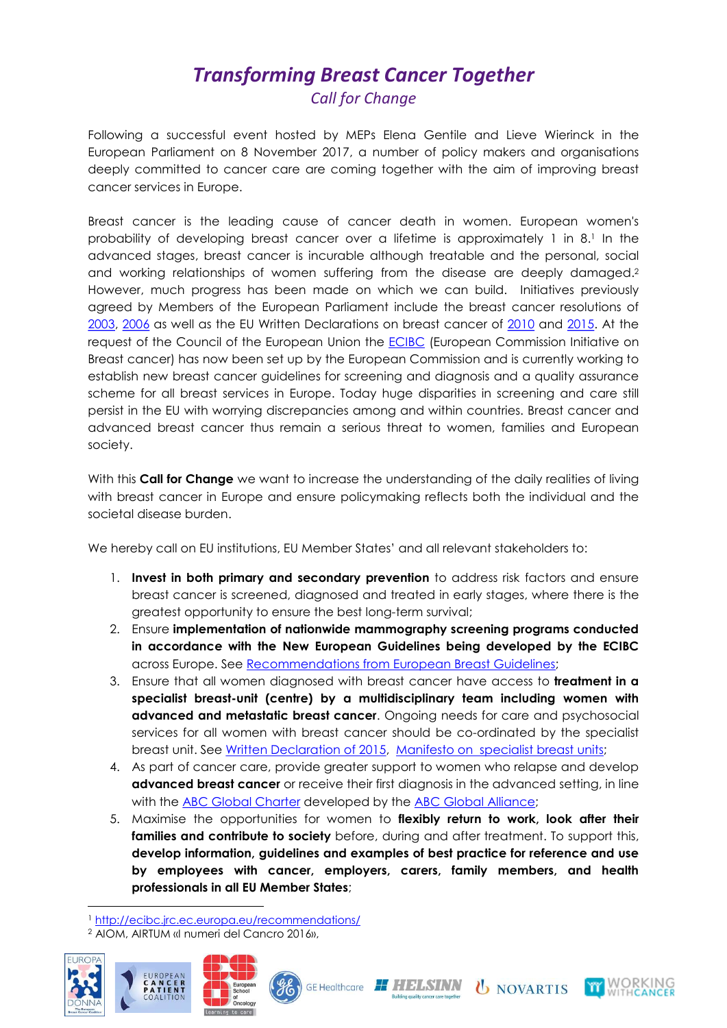# *Transforming Breast Cancer Together*

## *Call for Change*

Following a successful event hosted by MEPs Elena Gentile and Lieve Wierinck in the European Parliament on 8 November 2017, a number of policy makers and organisations deeply committed to cancer care are coming together with the aim of improving breast cancer services in Europe.

Breast cancer is the leading cause of cancer death in women. European women's probability of developing breast cancer over a lifetime is approximately 1 in 8.[1] In the advanced stages, breast cancer is incurable although treatable and the personal, social and working relationships of women suffering from the disease are deeply damaged.[2] However, much progress has been made on which we can build. Initiatives previously agreed by Members of the European Parliament include the breast cancer resolutions of 2003, 2006 as well as the EU Written Declarations on breast cancer of 2010 and 2015. At the request of the Council of the European Union the ECIBC (European Commission Initiative on Breast cancer) has now been set up by the European Commission and is currently working to establish new breast cancer guidelines for screening and diagnosis and a quality assurance scheme for all breast services in Europe. Today huge disparities in screening and care still persist in the EU with worrying discrepancies among and within countries. Breast cancer and advanced breast cancer thus remain a serious threat to women, families and European society.

With this **Call for Change** we want to increase the understanding of the daily realities of living with breast cancer in Europe and ensure policymaking reflects both the individual and the societal disease burden.

We hereby call on EU institutions, EU Member States' and all relevant stakeholders to:

1. **Invest in both primary and secondary prevention** to address risk factors and ensure breast cancer is screened, diagnosed and treated in early stages, where there is the greatest opportunity to ensure the best long-term survival;
2. Ensure **implementation of nationwide mammography screening programs conducted in accordance with the New European Guidelines being developed by the ECIBC** across Europe. See Recommendations from European Breast Guidelines;
3. Ensure that all women diagnosed with breast cancer have access to **treatment in a specialist breast-unit (centre) by a multidisciplinary team including women with advanced and metastatic breast cancer**. Ongoing needs for care and psychosocial services for all women with breast cancer should be co-ordinated by the specialist breast unit. See Written Declaration of 2015, Manifesto on specialist breast units;
4. As part of cancer care, provide greater support to women who relapse and develop **advanced breast cancer** or receive their first diagnosis in the advanced setting, in line with the ABC Global Charter developed by the ABC Global Alliance;
5. Maximise the opportunities for women to **flexibly return to work, look after their families and contribute to society** before, during and after treatment. To support this, **develop information, guidelines and examples of best practice for reference and use by employees with cancer, employers, carers, family members, and health professionals in all EU Member States**;

---

[1] http://ecibc.jrc.ec.europa.eu/recommendations/

[2] AIOM, AIRTUM «I numeri del Cancro 2016»,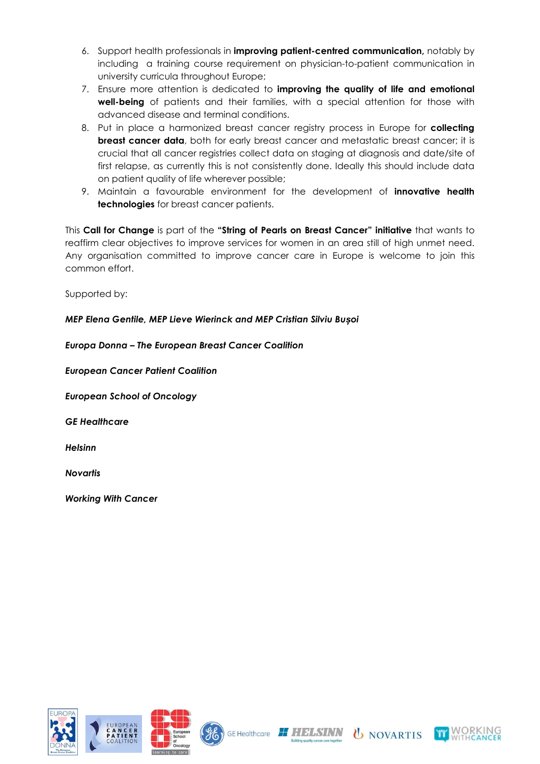6. Support health professionals in **improving patient-centred communication,** notably by including a training course requirement on physician-to-patient communication in university curricula throughout Europe;
7. Ensure more attention is dedicated to **improving the quality of life and emotional well-being** of patients and their families, with a special attention for those with advanced disease and terminal conditions.
8. Put in place a harmonized breast cancer registry process in Europe for **collecting breast cancer data**, both for early breast cancer and metastatic breast cancer; it is crucial that all cancer registries collect data on staging at diagnosis and date/site of first relapse, as currently this is not consistently done. Ideally this should include data on patient quality of life wherever possible;
9. Maintain a favourable environment for the development of **innovative health technologies** for breast cancer patients.

This **Call for Change** is part of the **"String of Pearls on Breast Cancer" initiative** that wants to reaffirm clear objectives to improve services for women in an area still of high unmet need. Any organisation committed to improve cancer care in Europe is welcome to join this common effort.

Supported by:

***MEP Elena Gentile, MEP Lieve Wierinck and MEP Cristian Silviu Bușoi***

***Europa Donna – The European Breast Cancer Coalition***

***European Cancer Patient Coalition***

***European School of Oncology***

***GE Healthcare***

***Helsinn***

***Novartis***

***Working With Cancer***